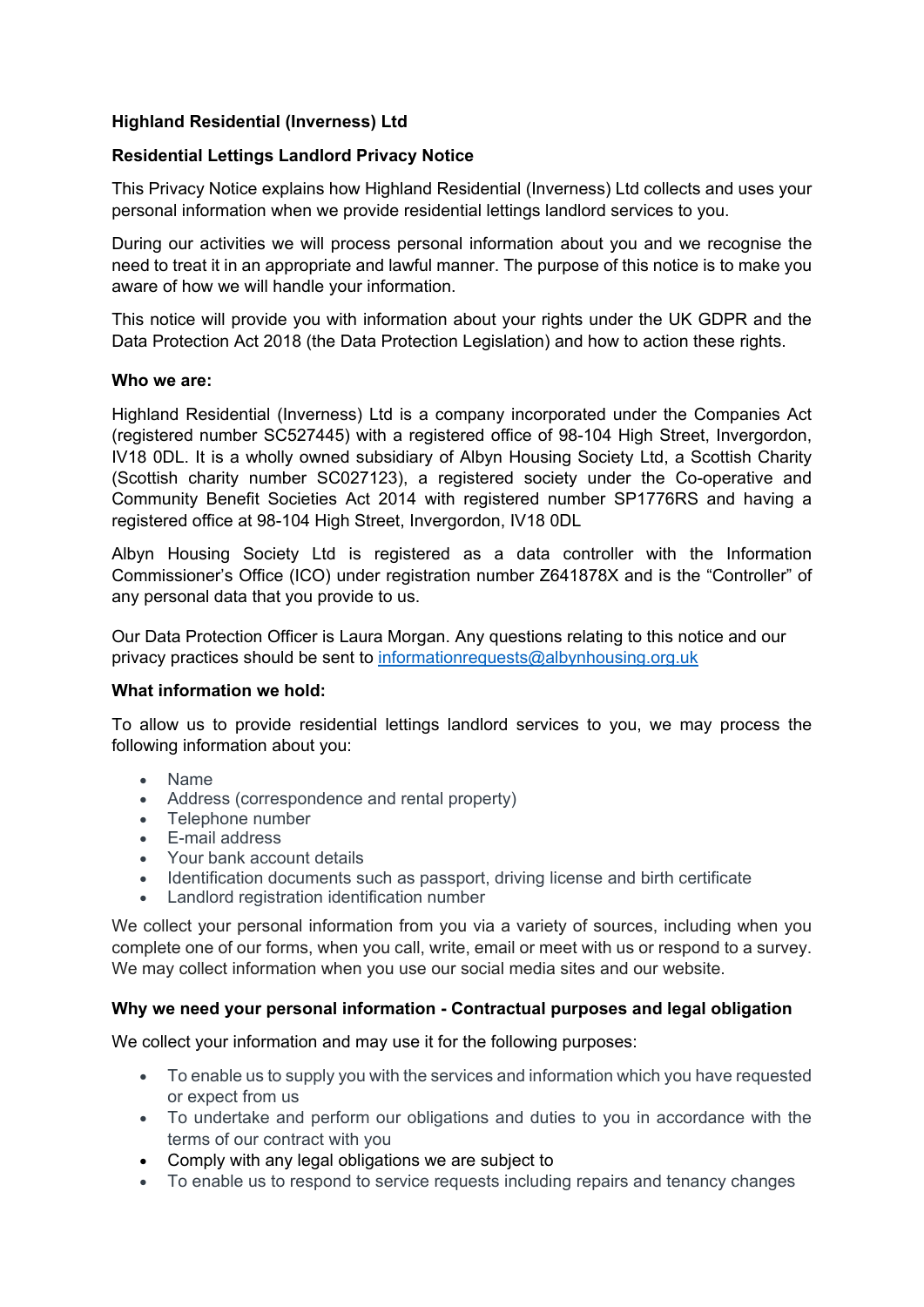**Highland Residential (Inverness) Ltd**

**Residential Lettings Landlord Privacy Notice**

This Privacy Notice explains how Highland Residential (Inverness) Ltd collects and uses your personal information when we provide residential lettings landlord services to you.

During our activities we will process personal information about you and we recognise the need to treat it in an appropriate and lawful manner. The purpose of this notice is to make you aware of how we will handle your information.

This notice will provide you with information about your rights under the UK GDPR and the Data Protection Act 2018 (the Data Protection Legislation) and how to action these rights.

**Who we are:**

Highland Residential (Inverness) Ltd is a company incorporated under the Companies Act (registered number SC527445) with a registered office of 98-104 High Street, Invergordon, IV18 0DL. It is a wholly owned subsidiary of Albyn Housing Society Ltd, a Scottish Charity (Scottish charity number SC027123), a registered society under the Co-operative and Community Benefit Societies Act 2014 with registered number SP1776RS and having a registered office at 98-104 High Street, Invergordon, IV18 0DL

Albyn Housing Society Ltd is registered as a data controller with the Information Commissioner's Office (ICO) under registration number Z641878X and is the "Controller" of any personal data that you provide to us.

Our Data Protection Officer is Laura Morgan. Any questions relating to this notice and our privacy practices should be sent to informationrequests@albynhousing.org.uk

**What information we hold:**

To allow us to provide residential lettings landlord services to you, we may process the following information about you:

- Name
- Address (correspondence and rental property)
- Telephone number
- E-mail address
- Your bank account details
- Identification documents such as passport, driving license and birth certificate
- Landlord registration identification number

We collect your personal information from you via a variety of sources, including when you complete one of our forms, when you call, write, email or meet with us or respond to a survey. We may collect information when you use our social media sites and our website.

**Why we need your personal information - Contractual purposes and legal obligation**

We collect your information and may use it for the following purposes:

- To enable us to supply you with the services and information which you have requested or expect from us
- To undertake and perform our obligations and duties to you in accordance with the terms of our contract with you
- Comply with any legal obligations we are subject to
- To enable us to respond to service requests including repairs and tenancy changes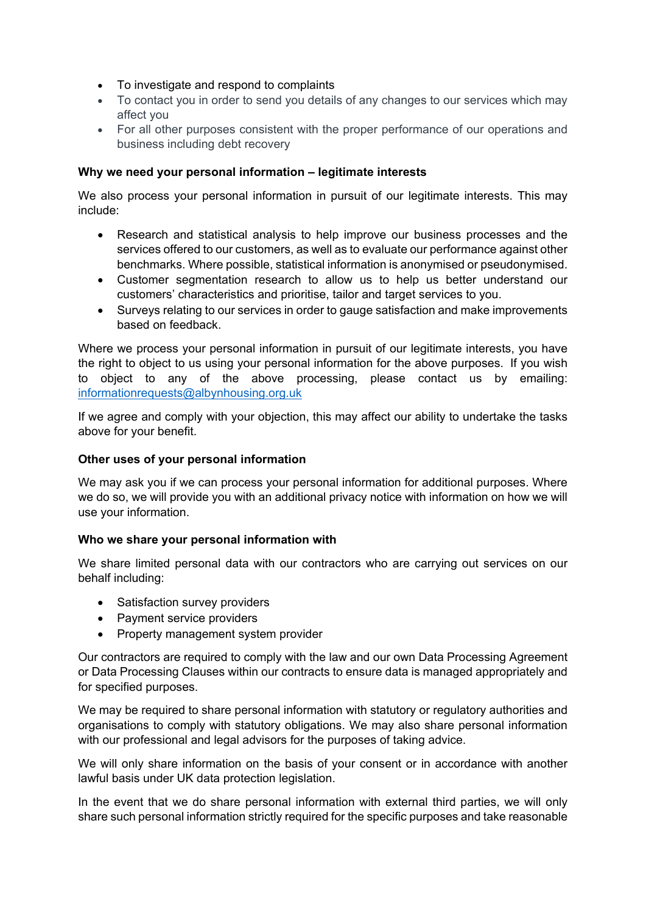- To investigate and respond to complaints
- To contact you in order to send you details of any changes to our services which may affect you
- For all other purposes consistent with the proper performance of our operations and business including debt recovery

**Why we need your personal information – legitimate interests**

We also process your personal information in pursuit of our legitimate interests. This may include:

- Research and statistical analysis to help improve our business processes and the services offered to our customers, as well as to evaluate our performance against other benchmarks. Where possible, statistical information is anonymised or pseudonymised.
- Customer segmentation research to allow us to help us better understand our customers' characteristics and prioritise, tailor and target services to you.
- Surveys relating to our services in order to gauge satisfaction and make improvements based on feedback.

Where we process your personal information in pursuit of our legitimate interests, you have the right to object to us using your personal information for the above purposes. If you wish to object to any of the above processing, please contact us by emailing: informationrequests@albynhousing.org.uk

If we agree and comply with your objection, this may affect our ability to undertake the tasks above for your benefit.

**Other uses of your personal information**

We may ask you if we can process your personal information for additional purposes. Where we do so, we will provide you with an additional privacy notice with information on how we will use your information.

**Who we share your personal information with**

We share limited personal data with our contractors who are carrying out services on our behalf including:

- Satisfaction survey providers
- Payment service providers
- Property management system provider

Our contractors are required to comply with the law and our own Data Processing Agreement or Data Processing Clauses within our contracts to ensure data is managed appropriately and for specified purposes.

We may be required to share personal information with statutory or regulatory authorities and organisations to comply with statutory obligations. We may also share personal information with our professional and legal advisors for the purposes of taking advice.

We will only share information on the basis of your consent or in accordance with another lawful basis under UK data protection legislation.

In the event that we do share personal information with external third parties, we will only share such personal information strictly required for the specific purposes and take reasonable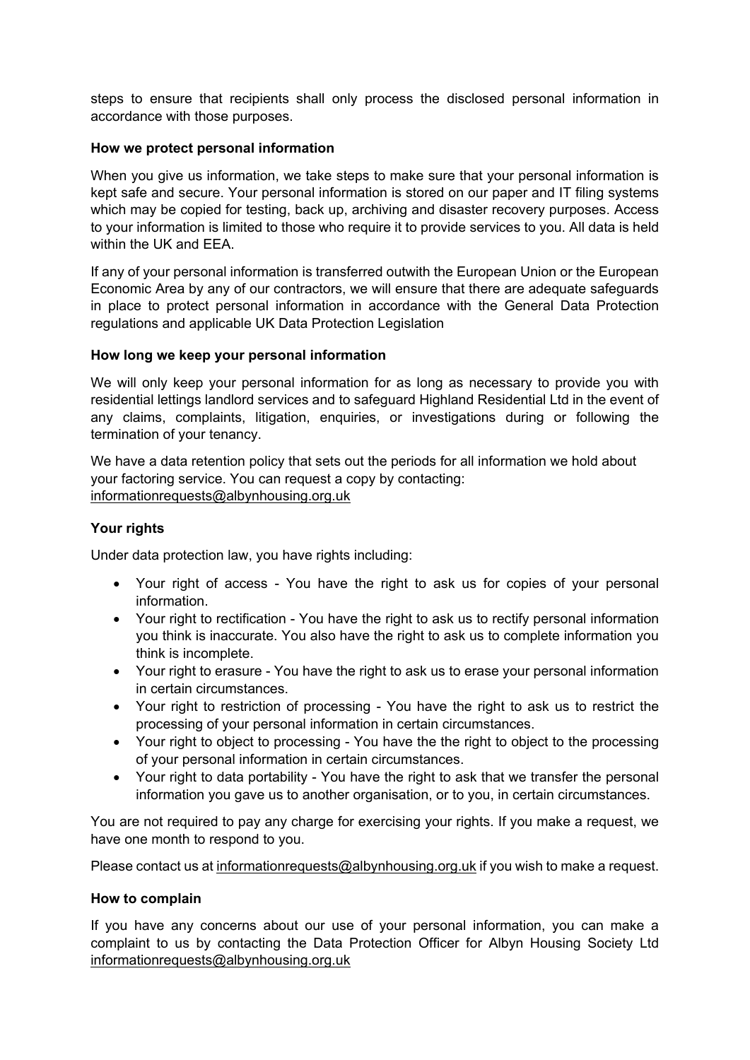steps to ensure that recipients shall only process the disclosed personal information in accordance with those purposes.

**How we protect personal information**

When you give us information, we take steps to make sure that your personal information is kept safe and secure. Your personal information is stored on our paper and IT filing systems which may be copied for testing, back up, archiving and disaster recovery purposes. Access to your information is limited to those who require it to provide services to you. All data is held within the UK and EEA.

If any of your personal information is transferred outwith the European Union or the European Economic Area by any of our contractors, we will ensure that there are adequate safeguards in place to protect personal information in accordance with the General Data Protection regulations and applicable UK Data Protection Legislation

**How long we keep your personal information**

We will only keep your personal information for as long as necessary to provide you with residential lettings landlord services and to safeguard Highland Residential Ltd in the event of any claims, complaints, litigation, enquiries, or investigations during or following the termination of your tenancy.

We have a data retention policy that sets out the periods for all information we hold about your factoring service. You can request a copy by contacting: informationrequests@albynhousing.org.uk

**Your rights**

Under data protection law, you have rights including:

- Your right of access - You have the right to ask us for copies of your personal information.
- Your right to rectification - You have the right to ask us to rectify personal information you think is inaccurate. You also have the right to ask us to complete information you think is incomplete.
- Your right to erasure - You have the right to ask us to erase your personal information in certain circumstances.
- Your right to restriction of processing - You have the right to ask us to restrict the processing of your personal information in certain circumstances.
- Your right to object to processing - You have the the right to object to the processing of your personal information in certain circumstances.
- Your right to data portability - You have the right to ask that we transfer the personal information you gave us to another organisation, or to you, in certain circumstances.

You are not required to pay any charge for exercising your rights. If you make a request, we have one month to respond to you.

Please contact us at informationrequests@albynhousing.org.uk if you wish to make a request.

**How to complain**

If you have any concerns about our use of your personal information, you can make a complaint to us by contacting the Data Protection Officer for Albyn Housing Society Ltd informationrequests@albynhousing.org.uk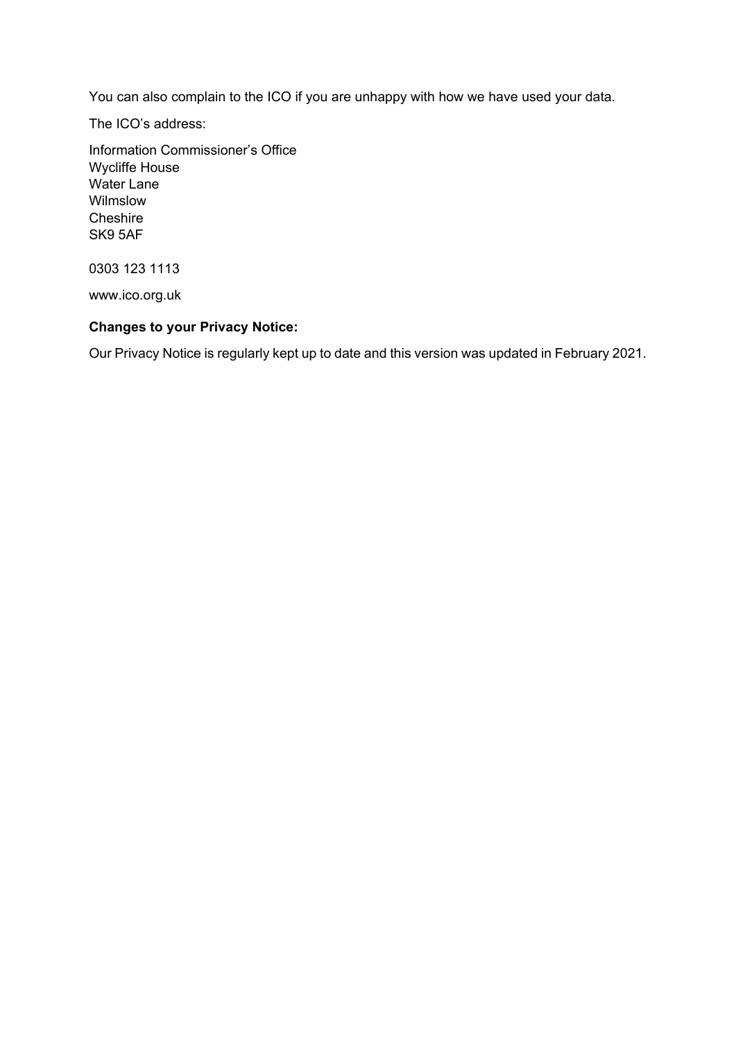You can also complain to the ICO if you are unhappy with how we have used your data.

The ICO's address:

Information Commissioner's Office
Wycliffe House
Water Lane
Wilmslow
Cheshire
SK9 5AF

0303 123 1113

www.ico.org.uk

**Changes to your Privacy Notice:**

Our Privacy Notice is regularly kept up to date and this version was updated in February 2021.